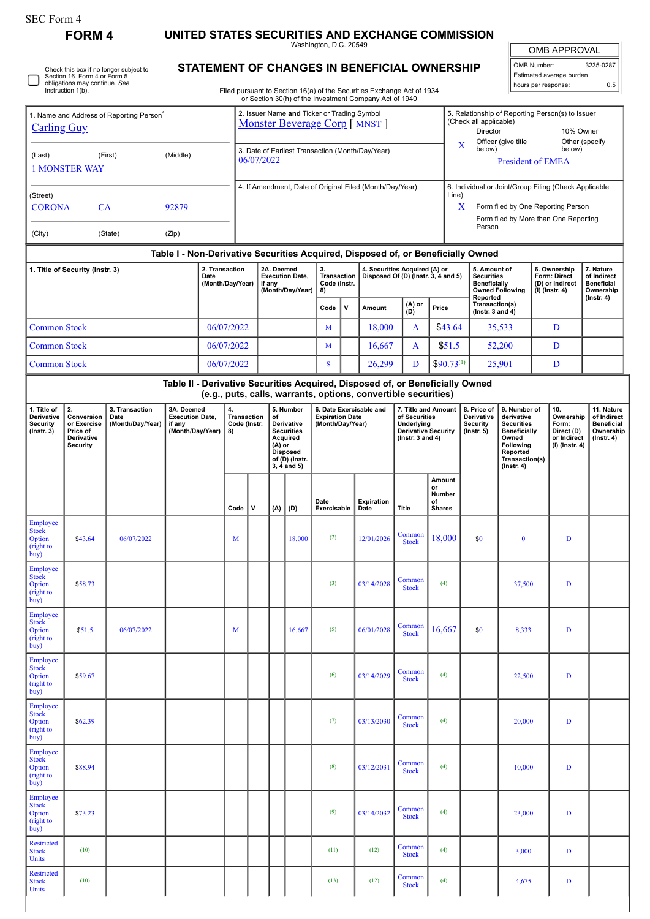SEC Form 4

# FORM 4

## UNITED STATES SECURITIES AND EXCHANGE COMMISSION

Washington, D.C. 20549

| OMB APPROVAL | |
|---|---|
| OMB Number: | 3235-0287 |
| Estimated average burden | |
| hours per response: | 0.5 |

☐ Check this box if no longer subject to Section 16. Form 4 or Form 5 obligations may continue. *See* Instruction 1(b).

## STATEMENT OF CHANGES IN BENEFICIAL OWNERSHIP

Filed pursuant to Section 16(a) of the Securities Exchange Act of 1934 or Section 30(h) of the Investment Company Act of 1940

| 1. Name and Address of Reporting Person* | 2. Issuer Name and Ticker or Trading Symbol | 5. Relationship of Reporting Person(s) to Issuer (Check all applicable) |
|---|---|---|
| Carling Guy | Monster Beverage Corp [ MNST ] | Director; 10% Owner |
| (Last) (First) (Middle) | 3. Date of Earliest Transaction (Month/Day/Year) | X Officer (give title below); Other (specify below) |
| 1 MONSTER WAY | 06/07/2022 | President of EMEA |
| (Street) | 4. If Amendment, Date of Original Filed (Month/Day/Year) | 6. Individual or Joint/Group Filing (Check Applicable Line) |
| CORONA CA 92879 | | X Form filed by One Reporting Person |
| (City) (State) (Zip) | | Form filed by More than One Reporting Person |

### Table I - Non-Derivative Securities Acquired, Disposed of, or Beneficially Owned

| 1. Title of Security (Instr. 3) | 2. Transaction Date (Month/Day/Year) | 2A. Deemed Execution Date, if any (Month/Day/Year) | 3. Transaction Code (Instr. 8) | | 4. Securities Acquired (A) or Disposed Of (D) (Instr. 3, 4 and 5) | | | 5. Amount of Securities Beneficially Owned Following Reported Transaction(s) (Instr. 3 and 4) | 6. Ownership Form: Direct (D) or Indirect (I) (Instr. 4) | 7. Nature of Indirect Beneficial Ownership (Instr. 4) |
|---|---|---|---|---|---|---|---|---|---|---|
| | | | Code | V | Amount | (A) or (D) | Price | | | |
| Common Stock | 06/07/2022 | | M | | 18,000 | A | $43.64 | 35,533 | D | |
| Common Stock | 06/07/2022 | | M | | 16,667 | A | $51.5 | 52,200 | D | |
| Common Stock | 06/07/2022 | | S | | 26,299 | D | $90.73[1] | 25,901 | D | |

### Table II - Derivative Securities Acquired, Disposed of, or Beneficially Owned (e.g., puts, calls, warrants, options, convertible securities)

| 1. Title of Derivative Security (Instr. 3) | 2. Conversion or Exercise Price of Derivative Security | 3. Transaction Date (Month/Day/Year) | 3A. Deemed Execution Date, if any (Month/Day/Year) | 4. Transaction Code (Instr. 8) | | 5. Number of Derivative Securities Acquired (A) or Disposed of (D) (Instr. 3, 4 and 5) | | 6. Date Exercisable and Expiration Date (Month/Day/Year) | | 7. Title and Amount of Securities Underlying Derivative Security (Instr. 3 and 4) | | 8. Price of Derivative Security (Instr. 5) | 9. Number of derivative Securities Beneficially Owned Following Reported Transaction(s) (Instr. 4) | 10. Ownership Form: Direct (D) or Indirect (I) (Instr. 4) | 11. Nature of Indirect Beneficial Ownership (Instr. 4) |
|---|---|---|---|---|---|---|---|---|---|---|---|---|---|---|---|
| | | | | Code | V | (A) | (D) | Date Exercisable | Expiration Date | Title | Amount or Number of Shares | | | | |
| Employee Stock Option (right to buy) | $43.64 | 06/07/2022 | | M | | | 18,000 | (2) | 12/01/2026 | Common Stock | 18,000 | $0 | 0 | D | |
| Employee Stock Option (right to buy) | $58.73 | | | | | | | (3) | 03/14/2028 | Common Stock | (4) | | 37,500 | D | |
| Employee Stock Option (right to buy) | $51.5 | 06/07/2022 | | M | | | 16,667 | (5) | 06/01/2028 | Common Stock | 16,667 | $0 | 8,333 | D | |
| Employee Stock Option (right to buy) | $59.67 | | | | | | | (6) | 03/14/2029 | Common Stock | (4) | | 22,500 | D | |
| Employee Stock Option (right to buy) | $62.39 | | | | | | | (7) | 03/13/2030 | Common Stock | (4) | | 20,000 | D | |
| Employee Stock Option (right to buy) | $88.94 | | | | | | | (8) | 03/12/2031 | Common Stock | (4) | | 10,000 | D | |
| Employee Stock Option (right to buy) | $73.23 | | | | | | | (9) | 03/14/2032 | Common Stock | (4) | | 23,000 | D | |
| Restricted Stock Units | (10) | | | | | | | (11) | (12) | Common Stock | (4) | | 3,000 | D | |
| Restricted Stock Units | (10) | | | | | | | (13) | (12) | Common Stock | (4) | | 4,675 | D | |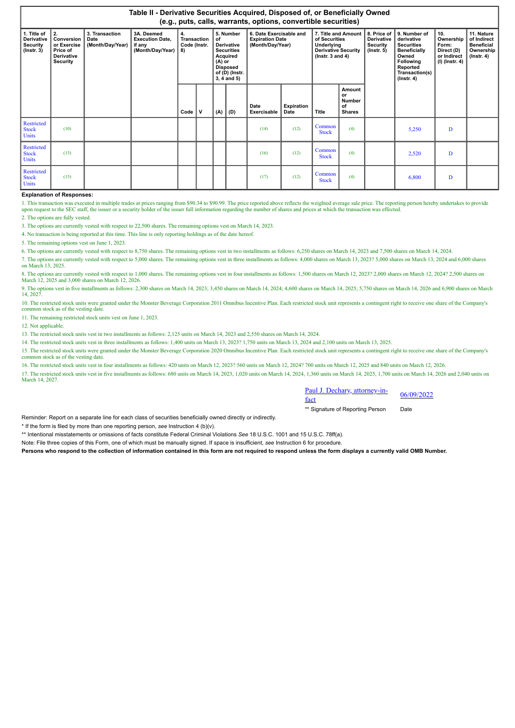## Table II - Derivative Securities Acquired, Disposed of, or Beneficially Owned
### (e.g., puts, calls, warrants, options, convertible securities)

| 1. Title of Derivative Security (Instr. 3) | 2. Conversion or Exercise Price of Derivative Security | 3. Transaction Date (Month/Day/Year) | 3A. Deemed Execution Date, if any (Month/Day/Year) | 4. Transaction Code (Instr. 8) | | 5. Number of Derivative Securities Acquired (A) or Disposed of (D) (Instr. 3, 4 and 5) | | 6. Date Exercisable and Expiration Date (Month/Day/Year) | | 7. Title and Amount of Securities Underlying Derivative Security (Instr. 3 and 4) | | 8. Price of Derivative Security (Instr. 5) | 9. Number of derivative Securities Beneficially Owned Following Reported Transaction(s) (Instr. 4) | 10. Ownership Form: Direct (D) or Indirect (I) (Instr. 4) | 11. Nature of Indirect Beneficial Ownership (Instr. 4) |
|---|---|---|---|---|---|---|---|---|---|---|---|---|---|---|---|
| | | | | Code | V | (A) | (D) | Date Exercisable | Expiration Date | Title | Amount or Number of Shares | | | | |
| Restricted Stock Units | (10) | | | | | | | (14) | (12) | Common Stock | (4) | | 5,250 | D | |
| Restricted Stock Units | (15) | | | | | | | (16) | (12) | Common Stock | (4) | | 2,520 | D | |
| Restricted Stock Units | (15) | | | | | | | (17) | (12) | Common Stock | (4) | | 6,800 | D | |

**Explanation of Responses:**

1. This transaction was executed in multiple trades at prices ranging from $90.34 to $90.99. The price reported above reflects the weighted average sale price. The reporting person hereby undertakes to provide upon request to the SEC staff, the issuer or a security holder of the issuer full information regarding the number of shares and prices at which the transaction was effected.

2. The options are fully vested.

3. The options are currently vested with respect to 22,500 shares. The remaining options vest on March 14, 2023.

4. No transaction is being reported at this time. This line is only reporting holdings as of the date hereof.

5. The remaining options vest on June 1, 2023.

6. The options are currently vested with respect to 8,750 shares. The remaining options vest in two installments as follows: 6,250 shares on March 14, 2023 and 7,500 shares on March 14, 2024.

7. The options are currently vested with respect to 5,000 shares. The remaining options vest in three installments as follows: 4,000 shares on March 13, 2023? 5,000 shares on March 13, 2024 and 6,000 shares on March 13, 2025.

8. The options are currently vested with respect to 1,000 shares. The remaining options vest in four installments as follows: 1,500 shares on March 12, 2023? 2,000 shares on March 12, 2024? 2,500 shares on March 12, 2025 and 3,000 shares on March 12, 2026.

9. The options vest in five installments as follows: 2,300 shares on March 14, 2023; 3,450 shares on March 14, 2024; 4,600 shares on March 14, 2025; 5,750 shares on March 14, 2026 and 6,900 shares on March 14, 2027.

10. The restricted stock units were granted under the Monster Beverage Corporation 2011 Omnibus Incentive Plan. Each restricted stock unit represents a contingent right to receive one share of the Company's common stock as of the vesting date.

11. The remaining restricted stock units vest on June 1, 2023.

12. Not applicable.

13. The restricted stock units vest in two installments as follows: 2,125 units on March 14, 2023 and 2,550 shares on March 14, 2024.

14. The restricted stock units vest in three installments as follows: 1,400 units on March 13, 2023? 1,750 units on March 13, 2024 and 2,100 units on March 13, 2025.

15. The restricted stock units were granted under the Monster Beverage Corporation 2020 Omnibus Incentive Plan. Each restricted stock unit represents a contingent right to receive one share of the Company's common stock as of the vesting date.

16. The restricted stock units vest in four installments as follows: 420 units on March 12, 2023? 560 units on March 12, 2024? 700 units on March 12, 2025 and 840 units on March 12, 2026.

17. The restricted stock units vest in five installments as follows: 680 units on March 14, 2023, 1,020 units on March 14, 2024, 1,360 units on March 14, 2025, 1,700 units on March 14, 2026 and 2,040 units on March 14, 2027.

| | |
|---|---|
| Paul J. Dechary, attorney-in-fact | 06/09/2022 |
| ** Signature of Reporting Person | Date |

Reminder: Report on a separate line for each class of securities beneficially owned directly or indirectly.

* If the form is filed by more than one reporting person, *see* Instruction 4 (b)(v).

** Intentional misstatements or omissions of facts constitute Federal Criminal Violations *See* 18 U.S.C. 1001 and 15 U.S.C. 78ff(a).

Note: File three copies of this Form, one of which must be manually signed. If space is insufficient, *see* Instruction 6 for procedure.

**Persons who respond to the collection of information contained in this form are not required to respond unless the form displays a currently valid OMB Number.**